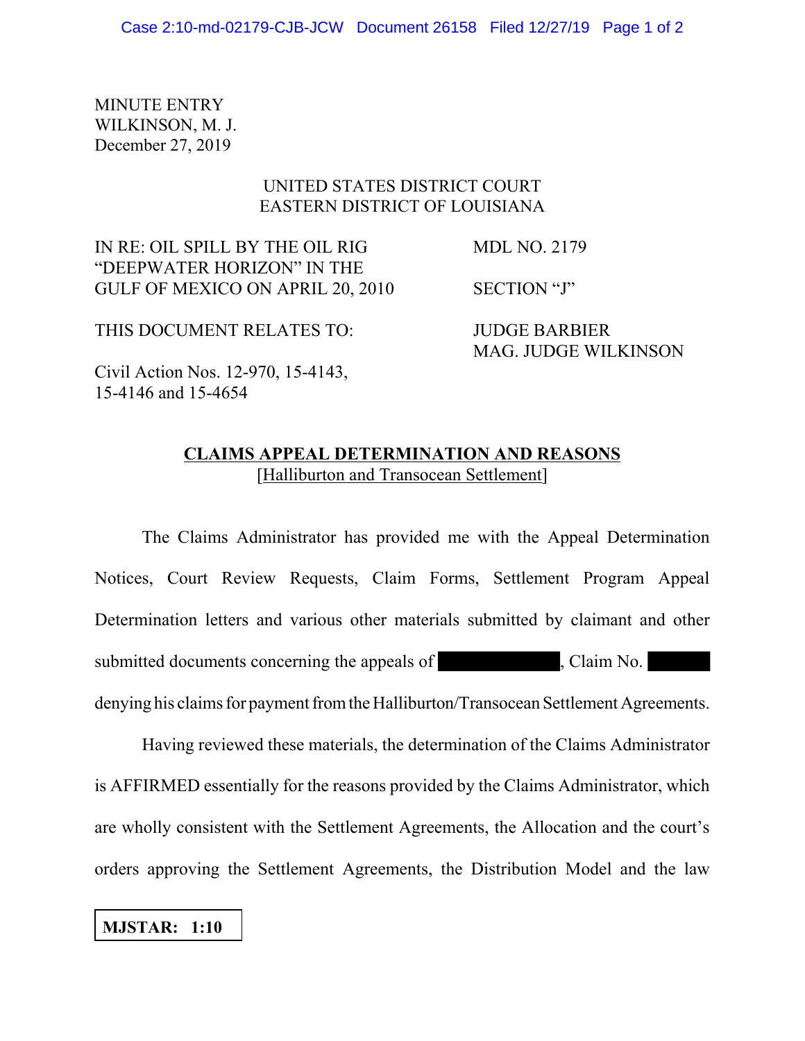MINUTE ENTRY
WILKINSON, M. J.
December 27, 2019

UNITED STATES DISTRICT COURT
EASTERN DISTRICT OF LOUISIANA

| | |
|---|---|
| IN RE: OIL SPILL BY THE OIL RIG "DEEPWATER HORIZON" IN THE GULF OF MEXICO ON APRIL 20, 2010 | MDL NO. 2179 |
| | SECTION "J" |
| THIS DOCUMENT RELATES TO: | JUDGE BARBIER MAG. JUDGE WILKINSON |
| Civil Action Nos. 12-970, 15-4143, 15-4146 and 15-4654 | |

**CLAIMS APPEAL DETERMINATION AND REASONS**
[Halliburton and Transocean Settlement]

The Claims Administrator has provided me with the Appeal Determination Notices, Court Review Requests, Claim Forms, Settlement Program Appeal Determination letters and various other materials submitted by claimant and other submitted documents concerning the appeals of [REDACTED], Claim No. [REDACTED] denying his claims for payment from the Halliburton/Transocean Settlement Agreements.

Having reviewed these materials, the determination of the Claims Administrator is AFFIRMED essentially for the reasons provided by the Claims Administrator, which are wholly consistent with the Settlement Agreements, the Allocation and the court's orders approving the Settlement Agreements, the Distribution Model and the law

**MJSTAR: 1:10**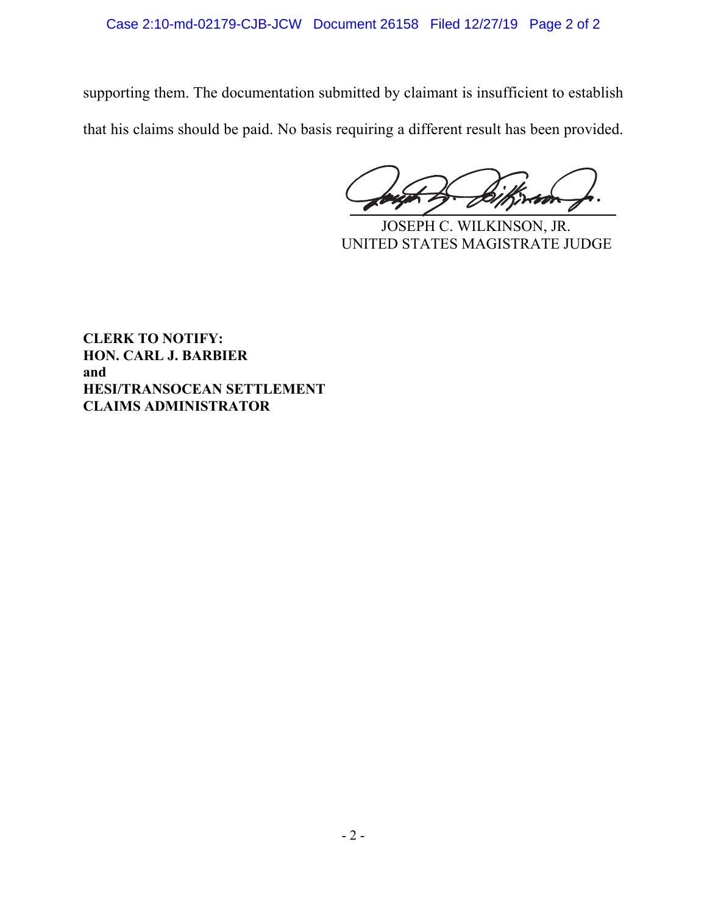supporting them. The documentation submitted by claimant is insufficient to establish that his claims should be paid. No basis requiring a different result has been provided.

JOSEPH C. WILKINSON, JR.
UNITED STATES MAGISTRATE JUDGE

**CLERK TO NOTIFY:**
**HON. CARL J. BARBIER**
**and**
**HESI/TRANSOCEAN SETTLEMENT**
**CLAIMS ADMINISTRATOR**